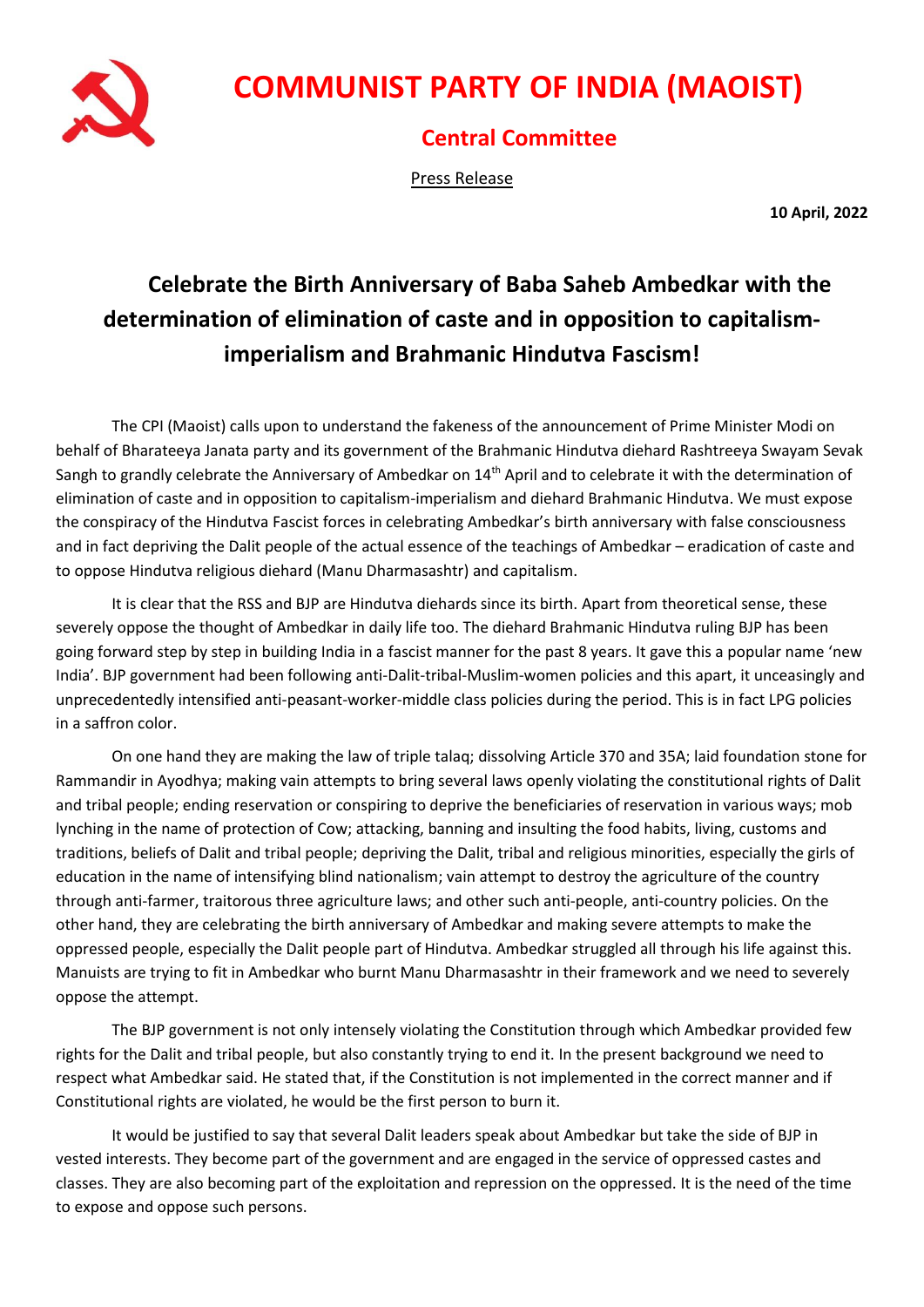# COMMUNIST PARTY OF INDIA (MAOIST)

## Central Committee

Press Release

**10 April, 2022**

## Celebrate the Birth Anniversary of Baba Saheb Ambedkar with the determination of elimination of caste and in opposition to capitalism-imperialism and Brahmanic Hindutva Fascism!

The CPI (Maoist) calls upon to understand the fakeness of the announcement of Prime Minister Modi on behalf of Bharateeya Janata party and its government of the Brahmanic Hindutva diehard Rashtreeya Swayam Sevak Sangh to grandly celebrate the Anniversary of Ambedkar on 14th April and to celebrate it with the determination of elimination of caste and in opposition to capitalism-imperialism and diehard Brahmanic Hindutva. We must expose the conspiracy of the Hindutva Fascist forces in celebrating Ambedkar's birth anniversary with false consciousness and in fact depriving the Dalit people of the actual essence of the teachings of Ambedkar – eradication of caste and to oppose Hindutva religious diehard (Manu Dharmasashtr) and capitalism.

It is clear that the RSS and BJP are Hindutva diehards since its birth. Apart from theoretical sense, these severely oppose the thought of Ambedkar in daily life too. The diehard Brahmanic Hindutva ruling BJP has been going forward step by step in building India in a fascist manner for the past 8 years. It gave this a popular name 'new India'. BJP government had been following anti-Dalit-tribal-Muslim-women policies and this apart, it unceasingly and unprecedentedly intensified anti-peasant-worker-middle class policies during the period. This is in fact LPG policies in a saffron color.

On one hand they are making the law of triple talaq; dissolving Article 370 and 35A; laid foundation stone for Rammandir in Ayodhya; making vain attempts to bring several laws openly violating the constitutional rights of Dalit and tribal people; ending reservation or conspiring to deprive the beneficiaries of reservation in various ways; mob lynching in the name of protection of Cow; attacking, banning and insulting the food habits, living, customs and traditions, beliefs of Dalit and tribal people; depriving the Dalit, tribal and religious minorities, especially the girls of education in the name of intensifying blind nationalism; vain attempt to destroy the agriculture of the country through anti-farmer, traitorous three agriculture laws; and other such anti-people, anti-country policies. On the other hand, they are celebrating the birth anniversary of Ambedkar and making severe attempts to make the oppressed people, especially the Dalit people part of Hindutva. Ambedkar struggled all through his life against this. Manuists are trying to fit in Ambedkar who burnt Manu Dharmasashtr in their framework and we need to severely oppose the attempt.

The BJP government is not only intensely violating the Constitution through which Ambedkar provided few rights for the Dalit and tribal people, but also constantly trying to end it. In the present background we need to respect what Ambedkar said. He stated that, if the Constitution is not implemented in the correct manner and if Constitutional rights are violated, he would be the first person to burn it.

It would be justified to say that several Dalit leaders speak about Ambedkar but take the side of BJP in vested interests. They become part of the government and are engaged in the service of oppressed castes and classes. They are also becoming part of the exploitation and repression on the oppressed. It is the need of the time to expose and oppose such persons.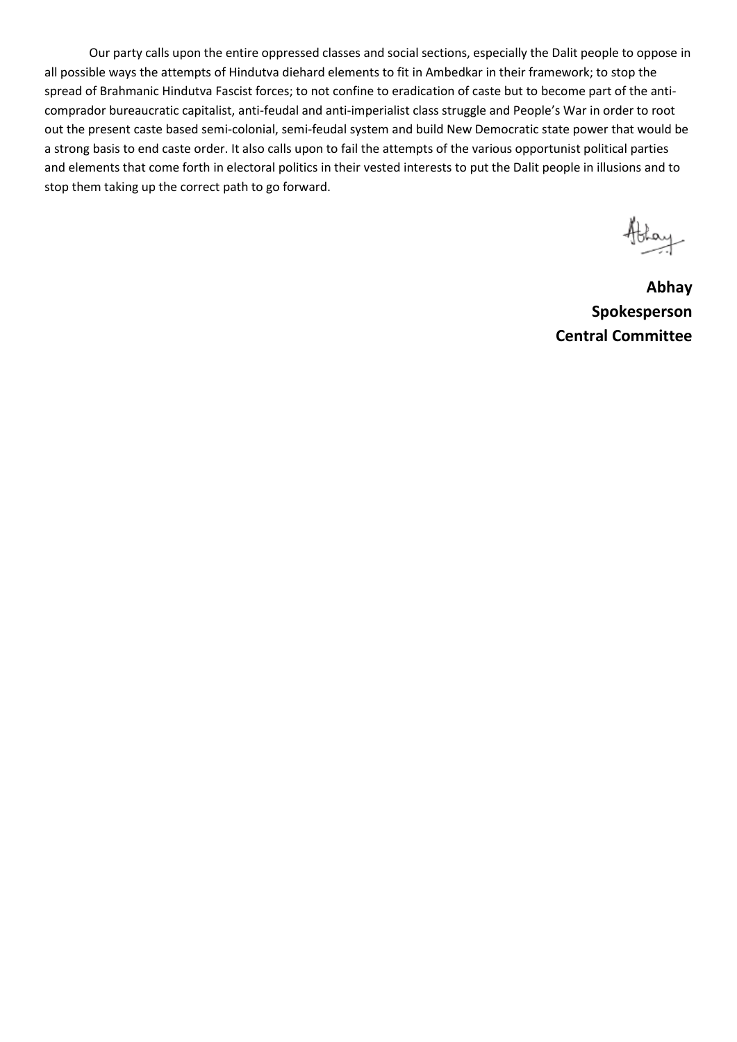Our party calls upon the entire oppressed classes and social sections, especially the Dalit people to oppose in all possible ways the attempts of Hindutva diehard elements to fit in Ambedkar in their framework; to stop the spread of Brahmanic Hindutva Fascist forces; to not confine to eradication of caste but to become part of the anti-comprador bureaucratic capitalist, anti-feudal and anti-imperialist class struggle and People's War in order to root out the present caste based semi-colonial, semi-feudal system and build New Democratic state power that would be a strong basis to end caste order. It also calls upon to fail the attempts of the various opportunist political parties and elements that come forth in electoral politics in their vested interests to put the Dalit people in illusions and to stop them taking up the correct path to go forward.

Abhay

**Abhay**
**Spokesperson**
**Central Committee**